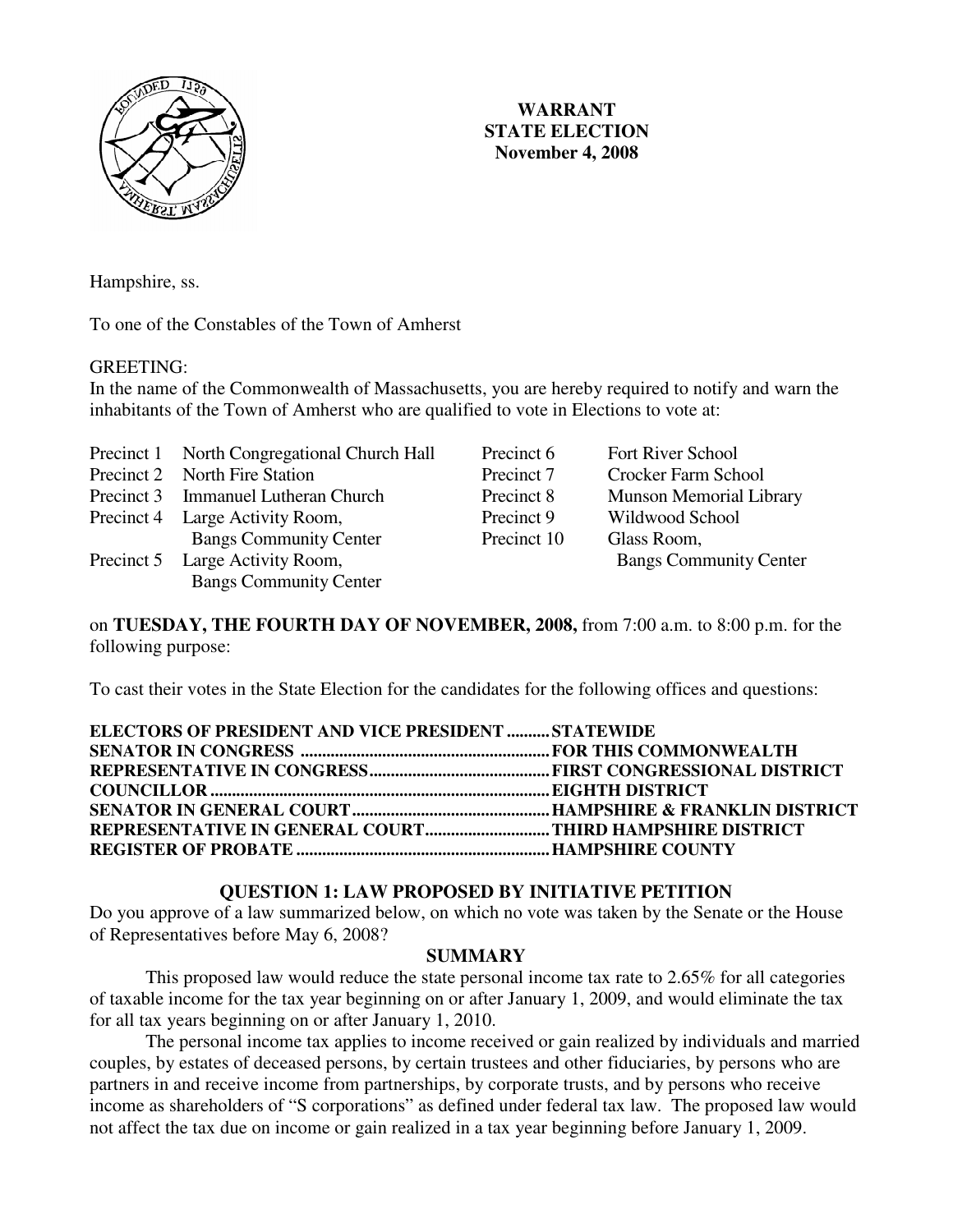**WARRANT**
**STATE ELECTION**
**November 4, 2008**

Hampshire, ss.

To one of the Constables of the Town of Amherst

GREETING:
In the name of the Commonwealth of Massachusetts, you are hereby required to notify and warn the inhabitants of the Town of Amherst who are qualified to vote in Elections to vote at:

| | | | |
|---|---|---|---|
| Precinct 1 | North Congregational Church Hall | Precinct 6 | Fort River School |
| Precinct 2 | North Fire Station | Precinct 7 | Crocker Farm School |
| Precinct 3 | Immanuel Lutheran Church | Precinct 8 | Munson Memorial Library |
| Precinct 4 | Large Activity Room, Bangs Community Center | Precinct 9 | Wildwood School |
| Precinct 5 | Large Activity Room, Bangs Community Center | Precinct 10 | Glass Room, Bangs Community Center |

on **TUESDAY, THE FOURTH DAY OF NOVEMBER, 2008,** from 7:00 a.m. to 8:00 p.m. for the following purpose:

To cast their votes in the State Election for the candidates for the following offices and questions:

**ELECTORS OF PRESIDENT AND VICE PRESIDENT .......... STATEWIDE**
**SENATOR IN CONGRESS .......................................................... FOR THIS COMMONWEALTH**
**REPRESENTATIVE IN CONGRESS.......................................... FIRST CONGRESSIONAL DISTRICT**
**COUNCILLOR .............................................................................. EIGHTH DISTRICT**
**SENATOR IN GENERAL COURT.............................................. HAMPSHIRE & FRANKLIN DISTRICT**
**REPRESENTATIVE IN GENERAL COURT............................. THIRD HAMPSHIRE DISTRICT**
**REGISTER OF PROBATE ........................................................... HAMPSHIRE COUNTY**

## QUESTION 1: LAW PROPOSED BY INITIATIVE PETITION

Do you approve of a law summarized below, on which no vote was taken by the Senate or the House of Representatives before May 6, 2008?

### SUMMARY

This proposed law would reduce the state personal income tax rate to 2.65% for all categories of taxable income for the tax year beginning on or after January 1, 2009, and would eliminate the tax for all tax years beginning on or after January 1, 2010.

The personal income tax applies to income received or gain realized by individuals and married couples, by estates of deceased persons, by certain trustees and other fiduciaries, by persons who are partners in and receive income from partnerships, by corporate trusts, and by persons who receive income as shareholders of "S corporations" as defined under federal tax law. The proposed law would not affect the tax due on income or gain realized in a tax year beginning before January 1, 2009.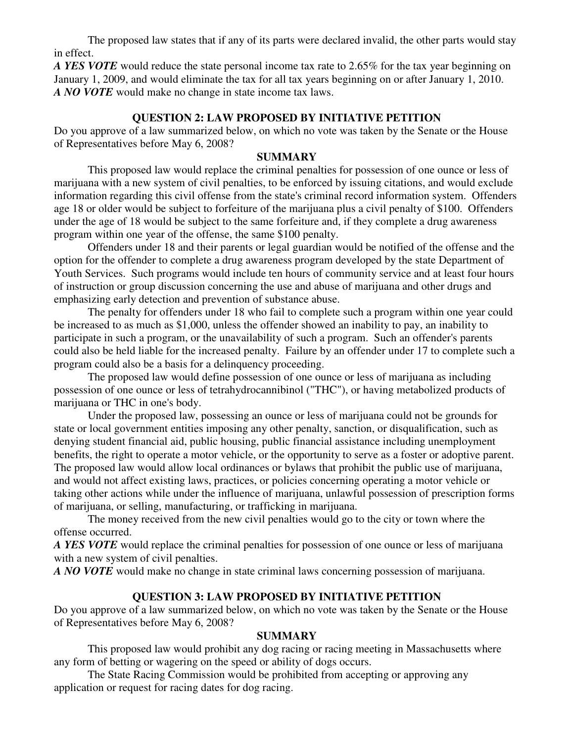The proposed law states that if any of its parts were declared invalid, the other parts would stay in effect.

***A YES VOTE*** would reduce the state personal income tax rate to 2.65% for the tax year beginning on January 1, 2009, and would eliminate the tax for all tax years beginning on or after January 1, 2010.

***A NO VOTE*** would make no change in state income tax laws.

### QUESTION 2: LAW PROPOSED BY INITIATIVE PETITION

Do you approve of a law summarized below, on which no vote was taken by the Senate or the House of Representatives before May 6, 2008?

#### SUMMARY

This proposed law would replace the criminal penalties for possession of one ounce or less of marijuana with a new system of civil penalties, to be enforced by issuing citations, and would exclude information regarding this civil offense from the state's criminal record information system. Offenders age 18 or older would be subject to forfeiture of the marijuana plus a civil penalty of $100. Offenders under the age of 18 would be subject to the same forfeiture and, if they complete a drug awareness program within one year of the offense, the same $100 penalty.

Offenders under 18 and their parents or legal guardian would be notified of the offense and the option for the offender to complete a drug awareness program developed by the state Department of Youth Services. Such programs would include ten hours of community service and at least four hours of instruction or group discussion concerning the use and abuse of marijuana and other drugs and emphasizing early detection and prevention of substance abuse.

The penalty for offenders under 18 who fail to complete such a program within one year could be increased to as much as $1,000, unless the offender showed an inability to pay, an inability to participate in such a program, or the unavailability of such a program. Such an offender's parents could also be held liable for the increased penalty. Failure by an offender under 17 to complete such a program could also be a basis for a delinquency proceeding.

The proposed law would define possession of one ounce or less of marijuana as including possession of one ounce or less of tetrahydrocannibinol ("THC"), or having metabolized products of marijuana or THC in one's body.

Under the proposed law, possessing an ounce or less of marijuana could not be grounds for state or local government entities imposing any other penalty, sanction, or disqualification, such as denying student financial aid, public housing, public financial assistance including unemployment benefits, the right to operate a motor vehicle, or the opportunity to serve as a foster or adoptive parent. The proposed law would allow local ordinances or bylaws that prohibit the public use of marijuana, and would not affect existing laws, practices, or policies concerning operating a motor vehicle or taking other actions while under the influence of marijuana, unlawful possession of prescription forms of marijuana, or selling, manufacturing, or trafficking in marijuana.

The money received from the new civil penalties would go to the city or town where the offense occurred.

***A YES VOTE*** would replace the criminal penalties for possession of one ounce or less of marijuana with a new system of civil penalties.

***A NO VOTE*** would make no change in state criminal laws concerning possession of marijuana.

### QUESTION 3: LAW PROPOSED BY INITIATIVE PETITION

Do you approve of a law summarized below, on which no vote was taken by the Senate or the House of Representatives before May 6, 2008?

#### SUMMARY

This proposed law would prohibit any dog racing or racing meeting in Massachusetts where any form of betting or wagering on the speed or ability of dogs occurs.

The State Racing Commission would be prohibited from accepting or approving any application or request for racing dates for dog racing.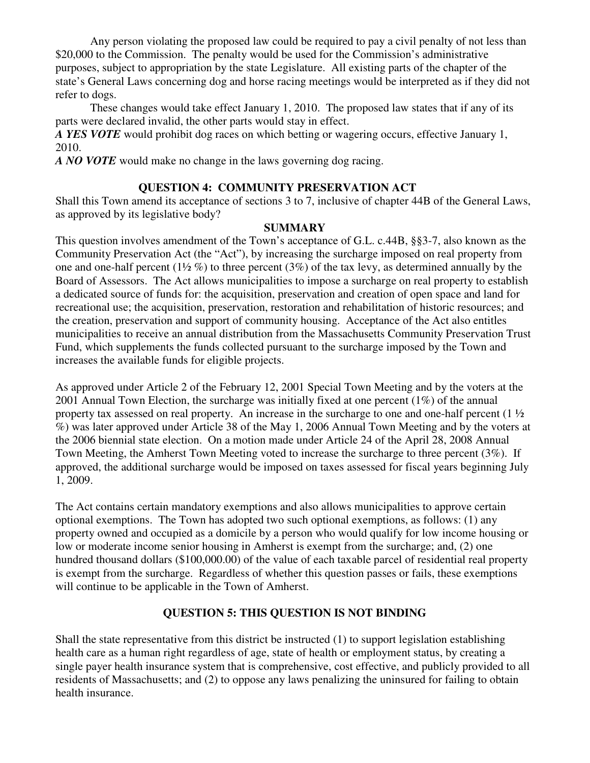Any person violating the proposed law could be required to pay a civil penalty of not less than $20,000 to the Commission. The penalty would be used for the Commission's administrative purposes, subject to appropriation by the state Legislature. All existing parts of the chapter of the state's General Laws concerning dog and horse racing meetings would be interpreted as if they did not refer to dogs.

These changes would take effect January 1, 2010. The proposed law states that if any of its parts were declared invalid, the other parts would stay in effect.

***A YES VOTE*** would prohibit dog races on which betting or wagering occurs, effective January 1, 2010.

***A NO VOTE*** would make no change in the laws governing dog racing.

## QUESTION 4: COMMUNITY PRESERVATION ACT

Shall this Town amend its acceptance of sections 3 to 7, inclusive of chapter 44B of the General Laws, as approved by its legislative body?

### SUMMARY

This question involves amendment of the Town's acceptance of G.L. c.44B, §§3-7, also known as the Community Preservation Act (the "Act"), by increasing the surcharge imposed on real property from one and one-half percent (1½ %) to three percent (3%) of the tax levy, as determined annually by the Board of Assessors. The Act allows municipalities to impose a surcharge on real property to establish a dedicated source of funds for: the acquisition, preservation and creation of open space and land for recreational use; the acquisition, preservation, restoration and rehabilitation of historic resources; and the creation, preservation and support of community housing. Acceptance of the Act also entitles municipalities to receive an annual distribution from the Massachusetts Community Preservation Trust Fund, which supplements the funds collected pursuant to the surcharge imposed by the Town and increases the available funds for eligible projects.

As approved under Article 2 of the February 12, 2001 Special Town Meeting and by the voters at the 2001 Annual Town Election, the surcharge was initially fixed at one percent (1%) of the annual property tax assessed on real property. An increase in the surcharge to one and one-half percent (1 ½ %) was later approved under Article 38 of the May 1, 2006 Annual Town Meeting and by the voters at the 2006 biennial state election. On a motion made under Article 24 of the April 28, 2008 Annual Town Meeting, the Amherst Town Meeting voted to increase the surcharge to three percent (3%). If approved, the additional surcharge would be imposed on taxes assessed for fiscal years beginning July 1, 2009.

The Act contains certain mandatory exemptions and also allows municipalities to approve certain optional exemptions. The Town has adopted two such optional exemptions, as follows: (1) any property owned and occupied as a domicile by a person who would qualify for low income housing or low or moderate income senior housing in Amherst is exempt from the surcharge; and, (2) one hundred thousand dollars ($100,000.00) of the value of each taxable parcel of residential real property is exempt from the surcharge. Regardless of whether this question passes or fails, these exemptions will continue to be applicable in the Town of Amherst.

## QUESTION 5: THIS QUESTION IS NOT BINDING

Shall the state representative from this district be instructed (1) to support legislation establishing health care as a human right regardless of age, state of health or employment status, by creating a single payer health insurance system that is comprehensive, cost effective, and publicly provided to all residents of Massachusetts; and (2) to oppose any laws penalizing the uninsured for failing to obtain health insurance.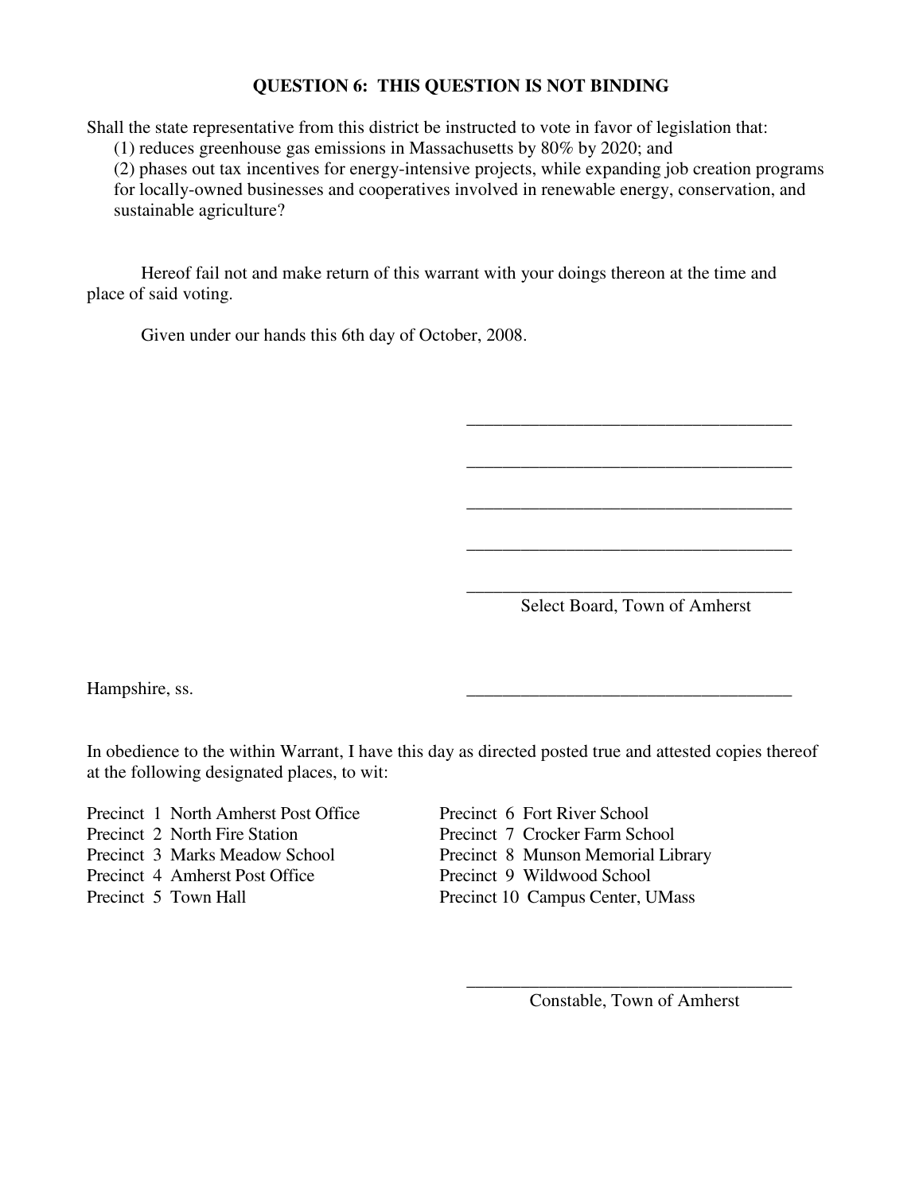**QUESTION 6: THIS QUESTION IS NOT BINDING**

Shall the state representative from this district be instructed to vote in favor of legislation that:

(1) reduces greenhouse gas emissions in Massachusetts by 80% by 2020; and

(2) phases out tax incentives for energy-intensive projects, while expanding job creation programs for locally-owned businesses and cooperatives involved in renewable energy, conservation, and sustainable agriculture?

Hereof fail not and make return of this warrant with your doings thereon at the time and place of said voting.

Given under our hands this 6th day of October, 2008.

\_\_\_\_\_\_\_\_\_\_\_\_\_\_\_\_\_\_\_\_\_\_\_\_\_\_\_\_\_\_\_\_\_\_\_\_

\_\_\_\_\_\_\_\_\_\_\_\_\_\_\_\_\_\_\_\_\_\_\_\_\_\_\_\_\_\_\_\_\_\_\_\_

\_\_\_\_\_\_\_\_\_\_\_\_\_\_\_\_\_\_\_\_\_\_\_\_\_\_\_\_\_\_\_\_\_\_\_\_

\_\_\_\_\_\_\_\_\_\_\_\_\_\_\_\_\_\_\_\_\_\_\_\_\_\_\_\_\_\_\_\_\_\_\_\_

\_\_\_\_\_\_\_\_\_\_\_\_\_\_\_\_\_\_\_\_\_\_\_\_\_\_\_\_\_\_\_\_\_\_\_\_

Select Board, Town of Amherst

Hampshire, ss. \_\_\_\_\_\_\_\_\_\_\_\_\_\_\_\_\_\_\_\_\_\_\_\_\_\_\_\_\_\_\_\_\_\_\_\_

In obedience to the within Warrant, I have this day as directed posted true and attested copies thereof at the following designated places, to wit:

Precinct 1 North Amherst Post Office
Precinct 2 North Fire Station
Precinct 3 Marks Meadow School
Precinct 4 Amherst Post Office
Precinct 5 Town Hall
Precinct 6 Fort River School
Precinct 7 Crocker Farm School
Precinct 8 Munson Memorial Library
Precinct 9 Wildwood School
Precinct 10 Campus Center, UMass

\_\_\_\_\_\_\_\_\_\_\_\_\_\_\_\_\_\_\_\_\_\_\_\_\_\_\_\_\_\_\_\_\_\_\_\_

Constable, Town of Amherst